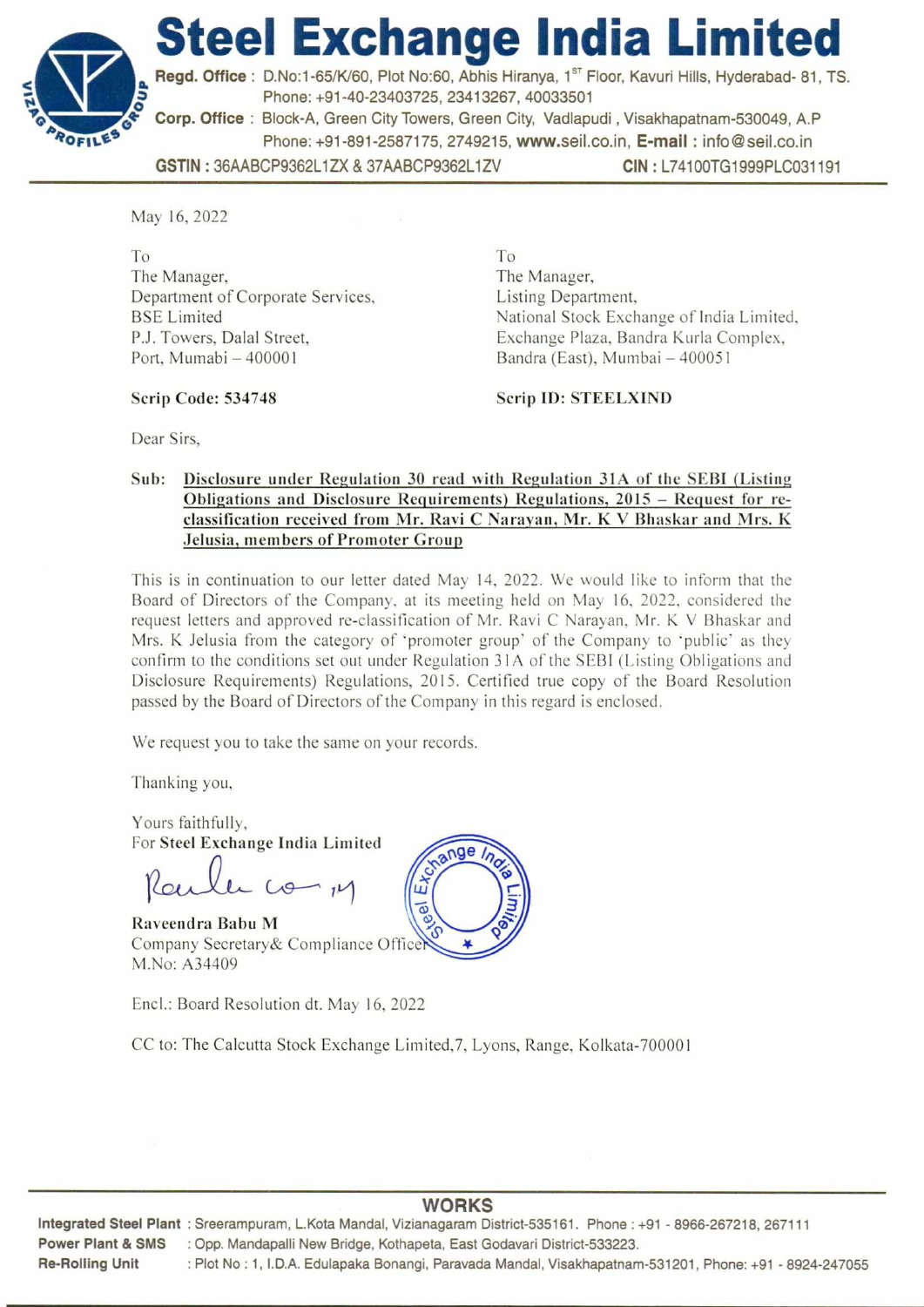# Steel Exchange India Limited

**Regd. Office** : D.No:1-65/K/60, Plot No:60, Abhis Hiranya, 1[ST] Floor, Kavuri Hills, Hyderabad- 81, TS.
Phone: +91-40-23403725, 23413267, 40033501

**Corp. Office** : Block-A, Green City Towers, Green City, Vadlapudi , Visakhapatnam-530049, A.P
Phone: +91-891-2587175, 2749215, **www.seil.co.in**, **E-mail** : info@seil.co.in

**GSTIN** : 36AABCP9362L1ZX & 37AABCP9362L1ZV **CIN** : L74100TG1999PLC031191

May 16, 2022

To
The Manager,
Department of Corporate Services,
BSE Limited
P.J. Towers, Dalal Street,
Port, Mumabi – 400001

**Scrip Code: 534748**

To
The Manager,
Listing Department,
National Stock Exchange of India Limited,
Exchange Plaza, Bandra Kurla Complex,
Bandra (East), Mumbai – 400051

**Scrip ID: STEELXIND**

Dear Sirs,

**Sub: Disclosure under Regulation 30 read with Regulation 31A of the SEBI (Listing Obligations and Disclosure Requirements) Regulations, 2015 – Request for re-classification received from Mr. Ravi C Narayan, Mr. K V Bhaskar and Mrs. K Jelusia, members of Promoter Group**

This is in continuation to our letter dated May 14, 2022. We would like to inform that the Board of Directors of the Company, at its meeting held on May 16, 2022, considered the request letters and approved re-classification of Mr. Ravi C Narayan, Mr. K V Bhaskar and Mrs. K Jelusia from the category of 'promoter group' of the Company to 'public' as they confirm to the conditions set out under Regulation 31A of the SEBI (Listing Obligations and Disclosure Requirements) Regulations, 2015. Certified true copy of the Board Resolution passed by the Board of Directors of the Company in this regard is enclosed.

We request you to take the same on your records.

Thanking you,

Yours faithfully,
For **Steel Exchange India Limited**

**Raveendra Babu M**
Company Secretary& Compliance Officer
M.No: A34409

Encl.: Board Resolution dt. May 16, 2022

CC to: The Calcutta Stock Exchange Limited,7, Lyons, Range, Kolkata-700001

**WORKS**

**Integrated Steel Plant** : Sreerampuram, L.Kota Mandal, Vizianagaram District-535161. Phone : +91 - 8966-267218, 267111

**Power Plant & SMS** : Opp. Mandapalli New Bridge, Kothapeta, East Godavari District-533223.

**Re-Rolling Unit** : Plot No : 1, I.D.A. Edulapaka Bonangi, Paravada Mandal, Visakhapatnam-531201, Phone: +91 - 8924-247055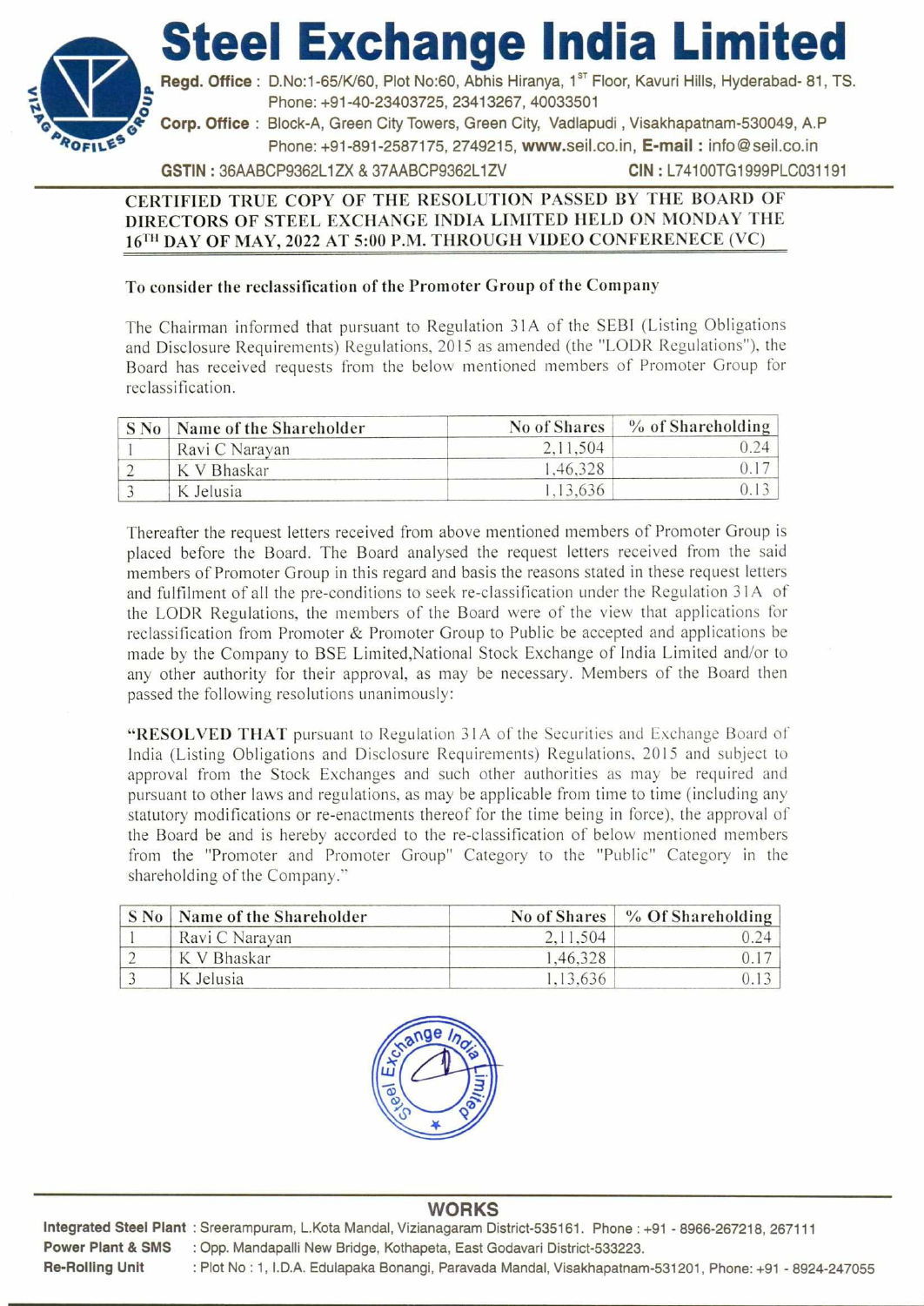# Steel Exchange India Limited

**Regd. Office :** D.No:1-65/K/60, Plot No:60, Abhis Hiranya, 1ST Floor, Kavuri Hills, Hyderabad- 81, TS. Phone: +91-40-23403725, 23413267, 40033501

**Corp. Office :** Block-A, Green City Towers, Green City, Vadlapudi , Visakhapatnam-530049, A.P Phone: +91-891-2587175, 2749215, **www.seil.co.in**, **E-mail :** info@seil.co.in

**GSTIN :** 36AABCP9362L1ZX & 37AABCP9362L1ZV **CIN :** L74100TG1999PLC031191

## CERTIFIED TRUE COPY OF THE RESOLUTION PASSED BY THE BOARD OF DIRECTORS OF STEEL EXCHANGE INDIA LIMITED HELD ON MONDAY THE 16TH DAY OF MAY, 2022 AT 5:00 P.M. THROUGH VIDEO CONFERENECE (VC)

**To consider the reclassification of the Promoter Group of the Company**

The Chairman informed that pursuant to Regulation 31A of the SEBI (Listing Obligations and Disclosure Requirements) Regulations, 2015 as amended (the "LODR Regulations"), the Board has received requests from the below mentioned members of Promoter Group for reclassification.

| S No | Name of the Shareholder | No of Shares | % of Shareholding |
|---|---|---|---|
| 1 | Ravi C Narayan | 2,11,504 | 0.24 |
| 2 | K V Bhaskar | 1,46,328 | 0.17 |
| 3 | K Jelusia | 1,13,636 | 0.13 |

Thereafter the request letters received from above mentioned members of Promoter Group is placed before the Board. The Board analysed the request letters received from the said members of Promoter Group in this regard and basis the reasons stated in these request letters and fulfilment of all the pre-conditions to seek re-classification under the Regulation 31A of the LODR Regulations, the members of the Board were of the view that applications for reclassification from Promoter & Promoter Group to Public be accepted and applications be made by the Company to BSE Limited,National Stock Exchange of India Limited and/or to any other authority for their approval, as may be necessary. Members of the Board then passed the following resolutions unanimously:

"**RESOLVED THAT** pursuant to Regulation 31A of the Securities and Exchange Board of India (Listing Obligations and Disclosure Requirements) Regulations, 2015 and subject to approval from the Stock Exchanges and such other authorities as may be required and pursuant to other laws and regulations, as may be applicable from time to time (including any statutory modifications or re-enactments thereof for the time being in force), the approval of the Board be and is hereby accorded to the re-classification of below mentioned members from the "Promoter and Promoter Group" Category to the "Public" Category in the shareholding of the Company."

| S No | Name of the Shareholder | No of Shares | % Of Shareholding |
|---|---|---|---|
| 1 | Ravi C Narayan | 2,11,504 | 0.24 |
| 2 | K V Bhaskar | 1,46,328 | 0.17 |
| 3 | K Jelusia | 1,13,636 | 0.13 |

**WORKS**

**Integrated Steel Plant** : Sreerampuram, L.Kota Mandal, Vizianagaram District-535161. Phone : +91 - 8966-267218, 267111

**Power Plant & SMS** : Opp. Mandapalli New Bridge, Kothapeta, East Godavari District-533223.

**Re-Rolling Unit** : Plot No : 1, I.D.A. Edulapaka Bonangi, Paravada Mandal, Visakhapatnam-531201, Phone: +91 - 8924-247055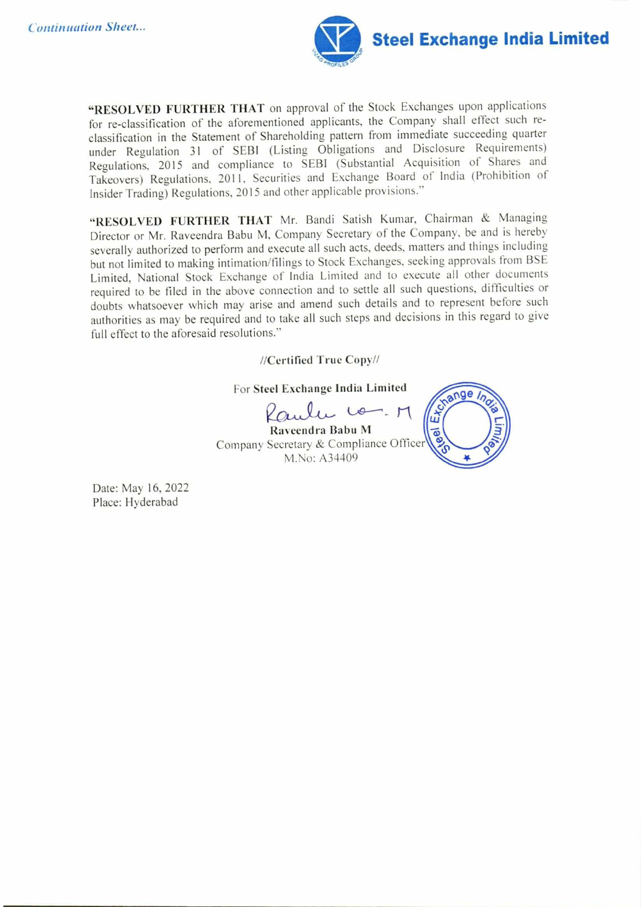"**RESOLVED FURTHER THAT** on approval of the Stock Exchanges upon applications for re-classification of the aforementioned applicants, the Company shall effect such re-classification in the Statement of Shareholding pattern from immediate succeeding quarter under Regulation 31 of SEBI (Listing Obligations and Disclosure Requirements) Regulations, 2015 and compliance to SEBI (Substantial Acquisition of Shares and Takeovers) Regulations, 2011, Securities and Exchange Board of India (Prohibition of Insider Trading) Regulations, 2015 and other applicable provisions."

"**RESOLVED FURTHER THAT** Mr. Bandi Satish Kumar, Chairman & Managing Director or Mr. Raveendra Babu M, Company Secretary of the Company, be and is hereby severally authorized to perform and execute all such acts, deeds, matters and things including but not limited to making intimation/filings to Stock Exchanges, seeking approvals from BSE Limited, National Stock Exchange of India Limited and to execute all other documents required to be filed in the above connection and to settle all such questions, difficulties or doubts whatsoever which may arise and amend such details and to represent before such authorities as may be required and to take all such steps and decisions in this regard to give full effect to the aforesaid resolutions."

//**Certified True Copy**//

For **Steel Exchange India Limited**

**Raveendra Babu M**
Company Secretary & Compliance Officer
M.No: A34409

Date: May 16, 2022
Place: Hyderabad